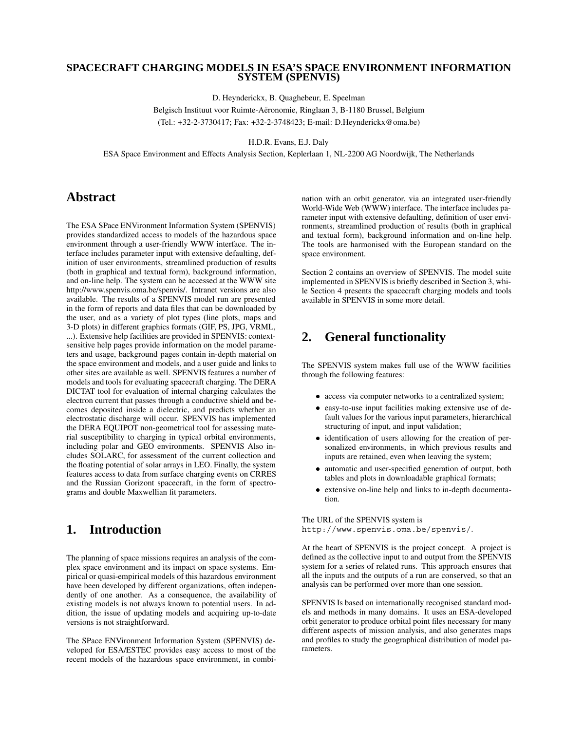# SPACECRAFT CHARGING MODELS IN ESA'S SPACE ENVIRONMENT INFORMATION SYSTEM (SPENVIS)

D. Heynderickx, B. Quaghebeur, E. Speelman

Belgisch Instituut voor Ruimte-Aëronomie, Ringlaan 3, B-1180 Brussel, Belgium

(Tel.: +32-2-3730417; Fax: +32-2-3748423; E-mail: D.Heynderickx@oma.be)

H.D.R. Evans, E.J. Daly

ESA Space Environment and Effects Analysis Section, Keplerlaan 1, NL-2200 AG Noordwijk, The Netherlands

## Abstract

The ESA SPace ENVironment Information System (SPENVIS) provides standardized access to models of the hazardous space environment through a user-friendly WWW interface. The interface includes parameter input with extensive defaulting, definition of user environments, streamlined production of results (both in graphical and textual form), background information, and on-line help. The system can be accessed at the WWW site http://www.spenvis.oma.be/spenvis/. Intranet versions are also available. The results of a SPENVIS model run are presented in the form of reports and data files that can be downloaded by the user, and as a variety of plot types (line plots, maps and 3-D plots) in different graphics formats (GIF, PS, JPG, VRML, ...). Extensive help facilities are provided in SPENVIS: context-sensitive help pages provide information on the model parameters and usage, background pages contain in-depth material on the space environment and models, and a user guide and links to other sites are available as well. SPENVIS features a number of models and tools for evaluating spacecraft charging. The DERA DICTAT tool for evaluation of internal charging calculates the electron current that passes through a conductive shield and becomes deposited inside a dielectric, and predicts whether an electrostatic discharge will occur. SPENVIS has implemented the DERA EQUIPOT non-geometrical tool for assessing material susceptibility to charging in typical orbital environments, including polar and GEO environments. SPENVIS Also includes SOLARC, for assessment of the current collection and the floating potential of solar arrays in LEO. Finally, the system features access to data from surface charging events on CRRES and the Russian Gorizont spacecraft, in the form of spectrograms and double Maxwellian fit parameters.

## 1. Introduction

The planning of space missions requires an analysis of the complex space environment and its impact on space systems. Empirical or quasi-empirical models of this hazardous environment have been developed by different organizations, often independently of one another. As a consequence, the availability of existing models is not always known to potential users. In addition, the issue of updating models and acquiring up-to-date versions is not straightforward.

The SPace ENVironment Information System (SPENVIS) developed for ESA/ESTEC provides easy access to most of the recent models of the hazardous space environment, in combination with an orbit generator, via an integrated user-friendly World-Wide Web (WWW) interface. The interface includes parameter input with extensive defaulting, definition of user environments, streamlined production of results (both in graphical and textual form), background information and on-line help. The tools are harmonised with the European standard on the space environment.

Section 2 contains an overview of SPENVIS. The model suite implemented in SPENVIS is briefly described in Section 3, while Section 4 presents the spacecraft charging models and tools available in SPENVIS in some more detail.

## 2. General functionality

The SPENVIS system makes full use of the WWW facilities through the following features:

- access via computer networks to a centralized system;
- easy-to-use input facilities making extensive use of default values for the various input parameters, hierarchical structuring of input, and input validation;
- identification of users allowing for the creation of personalized environments, in which previous results and inputs are retained, even when leaving the system;
- automatic and user-specified generation of output, both tables and plots in downloadable graphical formats;
- extensive on-line help and links to in-depth documentation.

The URL of the SPENVIS system is
`http://www.spenvis.oma.be/spenvis/`.

At the heart of SPENVIS is the project concept. A project is defined as the collective input to and output from the SPENVIS system for a series of related runs. This approach ensures that all the inputs and the outputs of a run are conserved, so that an analysis can be performed over more than one session.

SPENVIS Is based on internationally recognised standard models and methods in many domains. It uses an ESA-developed orbit generator to produce orbital point files necessary for many different aspects of mission analysis, and also generates maps and profiles to study the geographical distribution of model parameters.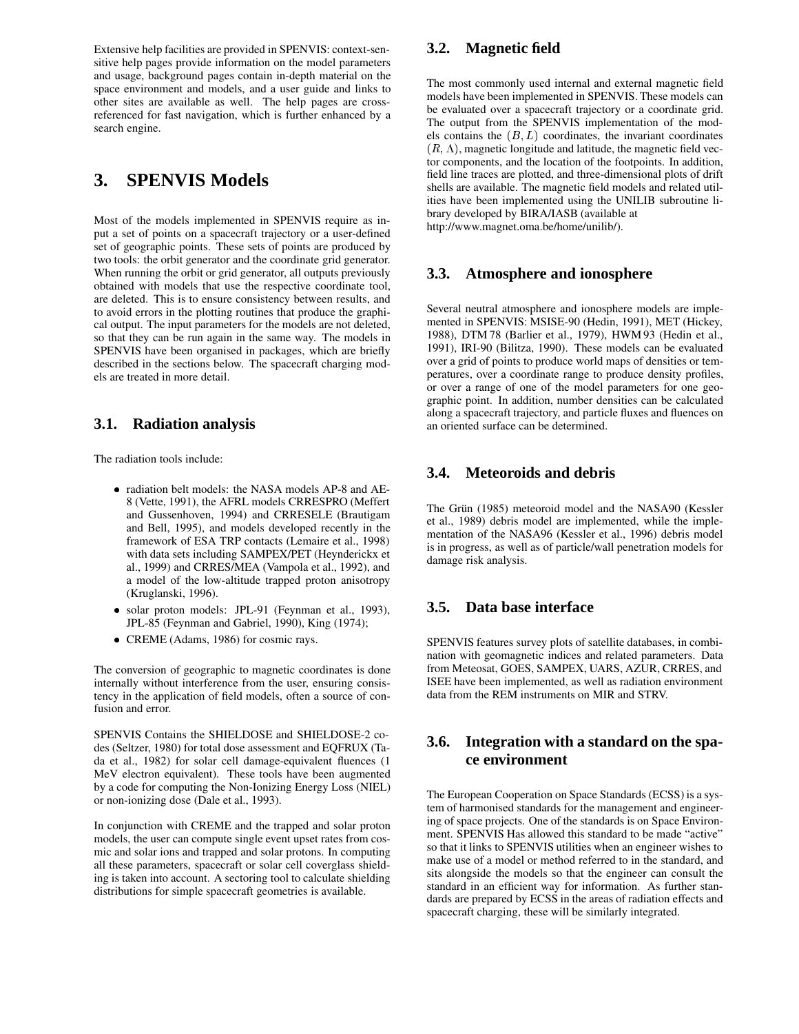Extensive help facilities are provided in SPENVIS: context-sensitive help pages provide information on the model parameters and usage, background pages contain in-depth material on the space environment and models, and a user guide and links to other sites are available as well. The help pages are cross-referenced for fast navigation, which is further enhanced by a search engine.

# 3. SPENVIS Models

Most of the models implemented in SPENVIS require as input a set of points on a spacecraft trajectory or a user-defined set of geographic points. These sets of points are produced by two tools: the orbit generator and the coordinate grid generator. When running the orbit or grid generator, all outputs previously obtained with models that use the respective coordinate tool, are deleted. This is to ensure consistency between results, and to avoid errors in the plotting routines that produce the graphical output. The input parameters for the models are not deleted, so that they can be run again in the same way. The models in SPENVIS have been organised in packages, which are briefly described in the sections below. The spacecraft charging models are treated in more detail.

## 3.1. Radiation analysis

The radiation tools include:

- radiation belt models: the NASA models AP-8 and AE-8 (Vette, 1991), the AFRL models CRRESPRO (Meffert and Gussenhoven, 1994) and CRRESELE (Brautigam and Bell, 1995), and models developed recently in the framework of ESA TRP contacts (Lemaire et al., 1998) with data sets including SAMPEX/PET (Heynderickx et al., 1999) and CRRES/MEA (Vampola et al., 1992), and a model of the low-altitude trapped proton anisotropy (Kruglanski, 1996).
- solar proton models: JPL-91 (Feynman et al., 1993), JPL-85 (Feynman and Gabriel, 1990), King (1974);
- CREME (Adams, 1986) for cosmic rays.

The conversion of geographic to magnetic coordinates is done internally without interference from the user, ensuring consistency in the application of field models, often a source of confusion and error.

SPENVIS Contains the SHIELDOSE and SHIELDOSE-2 codes (Seltzer, 1980) for total dose assessment and EQFRUX (Tada et al., 1982) for solar cell damage-equivalent fluences (1 MeV electron equivalent). These tools have been augmented by a code for computing the Non-Ionizing Energy Loss (NIEL) or non-ionizing dose (Dale et al., 1993).

In conjunction with CREME and the trapped and solar proton models, the user can compute single event upset rates from cosmic and solar ions and trapped and solar protons. In computing all these parameters, spacecraft or solar cell coverglass shielding is taken into account. A sectoring tool to calculate shielding distributions for simple spacecraft geometries is available.

## 3.2. Magnetic field

The most commonly used internal and external magnetic field models have been implemented in SPENVIS. These models can be evaluated over a spacecraft trajectory or a coordinate grid. The output from the SPENVIS implementation of the models contains the $(B, L)$ coordinates, the invariant coordinates $(R, \Lambda)$, magnetic longitude and latitude, the magnetic field vector components, and the location of the footpoints. In addition, field line traces are plotted, and three-dimensional plots of drift shells are available. The magnetic field models and related utilities have been implemented using the UNILIB subroutine library developed by BIRA/IASB (available at http://www.magnet.oma.be/home/unilib/).

## 3.3. Atmosphere and ionosphere

Several neutral atmosphere and ionosphere models are implemented in SPENVIS: MSISE-90 (Hedin, 1991), MET (Hickey, 1988), DTM 78 (Barlier et al., 1979), HWM 93 (Hedin et al., 1991), IRI-90 (Bilitza, 1990). These models can be evaluated over a grid of points to produce world maps of densities or temperatures, over a coordinate range to produce density profiles, or over a range of one of the model parameters for one geographic point. In addition, number densities can be calculated along a spacecraft trajectory, and particle fluxes and fluences on an oriented surface can be determined.

## 3.4. Meteoroids and debris

The Grün (1985) meteoroid model and the NASA90 (Kessler et al., 1989) debris model are implemented, while the implementation of the NASA96 (Kessler et al., 1996) debris model is in progress, as well as of particle/wall penetration models for damage risk analysis.

## 3.5. Data base interface

SPENVIS features survey plots of satellite databases, in combination with geomagnetic indices and related parameters. Data from Meteosat, GOES, SAMPEX, UARS, AZUR, CRRES, and ISEE have been implemented, as well as radiation environment data from the REM instruments on MIR and STRV.

## 3.6. Integration with a standard on the space environment

The European Cooperation on Space Standards (ECSS) is a system of harmonised standards for the management and engineering of space projects. One of the standards is on Space Environment. SPENVIS Has allowed this standard to be made "active" so that it links to SPENVIS utilities when an engineer wishes to make use of a model or method referred to in the standard, and sits alongside the models so that the engineer can consult the standard in an efficient way for information. As further standards are prepared by ECSS in the areas of radiation effects and spacecraft charging, these will be similarly integrated.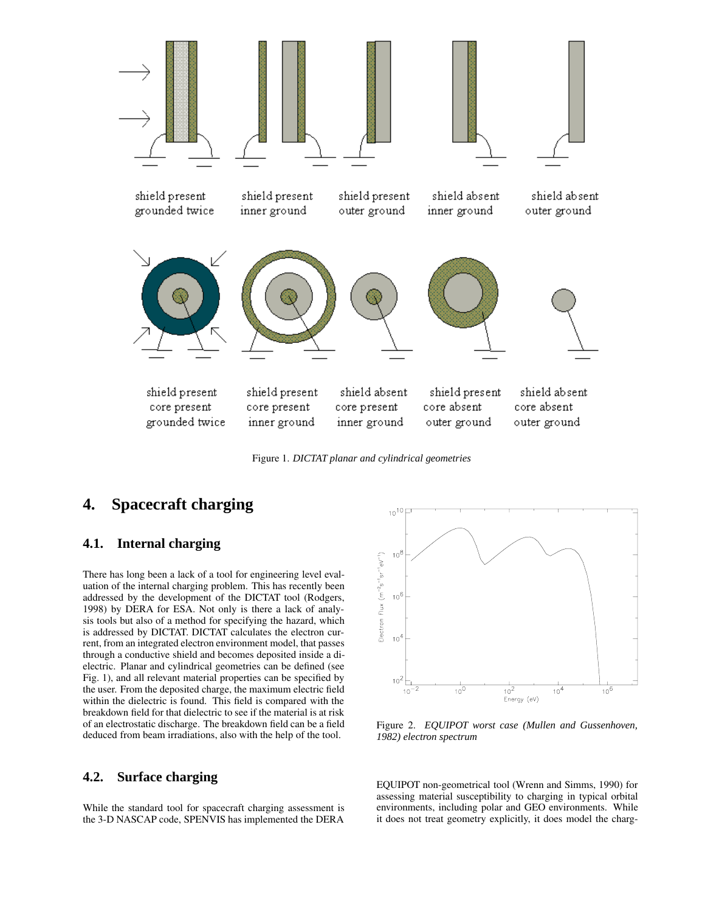Figure 1. *DICTAT planar and cylindrical geometries*

## 4. Spacecraft charging

### 4.1. Internal charging

There has long been a lack of a tool for engineering level evaluation of the internal charging problem. This has recently been addressed by the development of the DICTAT tool (Rodgers, 1998) by DERA for ESA. Not only is there a lack of analysis tools but also of a method for specifying the hazard, which is addressed by DICTAT. DICTAT calculates the electron current, from an integrated electron environment model, that passes through a conductive shield and becomes deposited inside a dielectric. Planar and cylindrical geometries can be defined (see Fig. 1), and all relevant material properties can be specified by the user. From the deposited charge, the maximum electric field within the dielectric is found. This field is compared with the breakdown field for that dielectric to see if the material is at risk of an electrostatic discharge. The breakdown field can be a field deduced from beam irradiations, also with the help of the tool.

### 4.2. Surface charging

While the standard tool for spacecraft charging assessment is the 3-D NASCAP code, SPENVIS has implemented the DERA EQUIPOT non-geometrical tool (Wrenn and Simms, 1990) for assessing material susceptibility to charging in typical orbital environments, including polar and GEO environments. While it does not treat geometry explicitly, it does model the charg-

Figure 2. *EQUIPOT worst case (Mullen and Gussenhoven, 1982) electron spectrum*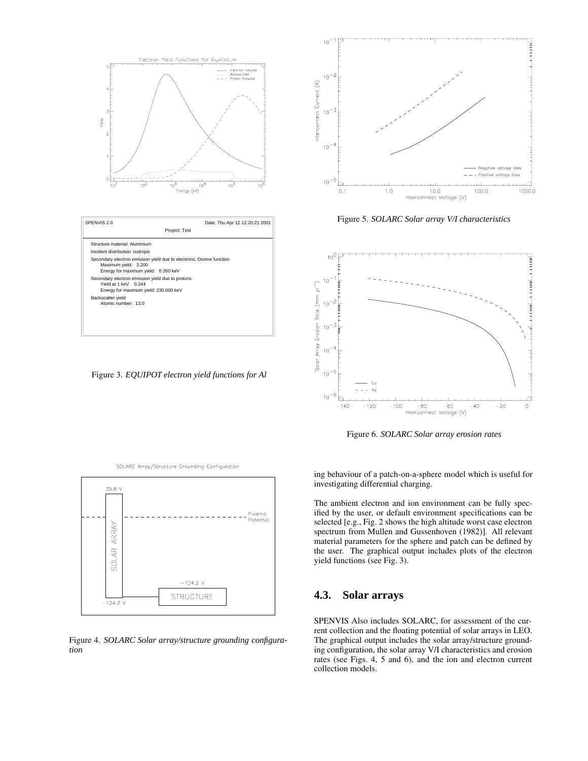Figure 3. *EQUIPOT electron yield functions for Al*

Figure 4. *SOLARC Solar array/structure grounding configuration*

Figure 5. *SOLARC Solar array V/I characteristics*

Figure 6. *SOLARC Solar array erosion rates*

ing behaviour of a patch-on-a-sphere model which is useful for investigating differential charging.

The ambient electron and ion environment can be fully specified by the user, or default environment specifications can be selected [e.g., Fig. 2 shows the high altitude worst case electron spectrum from Mullen and Gussenhoven (1982)]. All relevant material parameters for the sphere and patch can be defined by the user. The graphical output includes plots of the electron yield functions (see Fig. 3).

## 4.3. Solar arrays

SPENVIS Also includes SOLARC, for assessment of the current collection and the floating potential of solar arrays in LEO. The graphical output includes the solar array/structure grounding configuration, the solar array V/I characteristics and erosion rates (see Figs. 4, 5 and 6), and the ion and electron current collection models.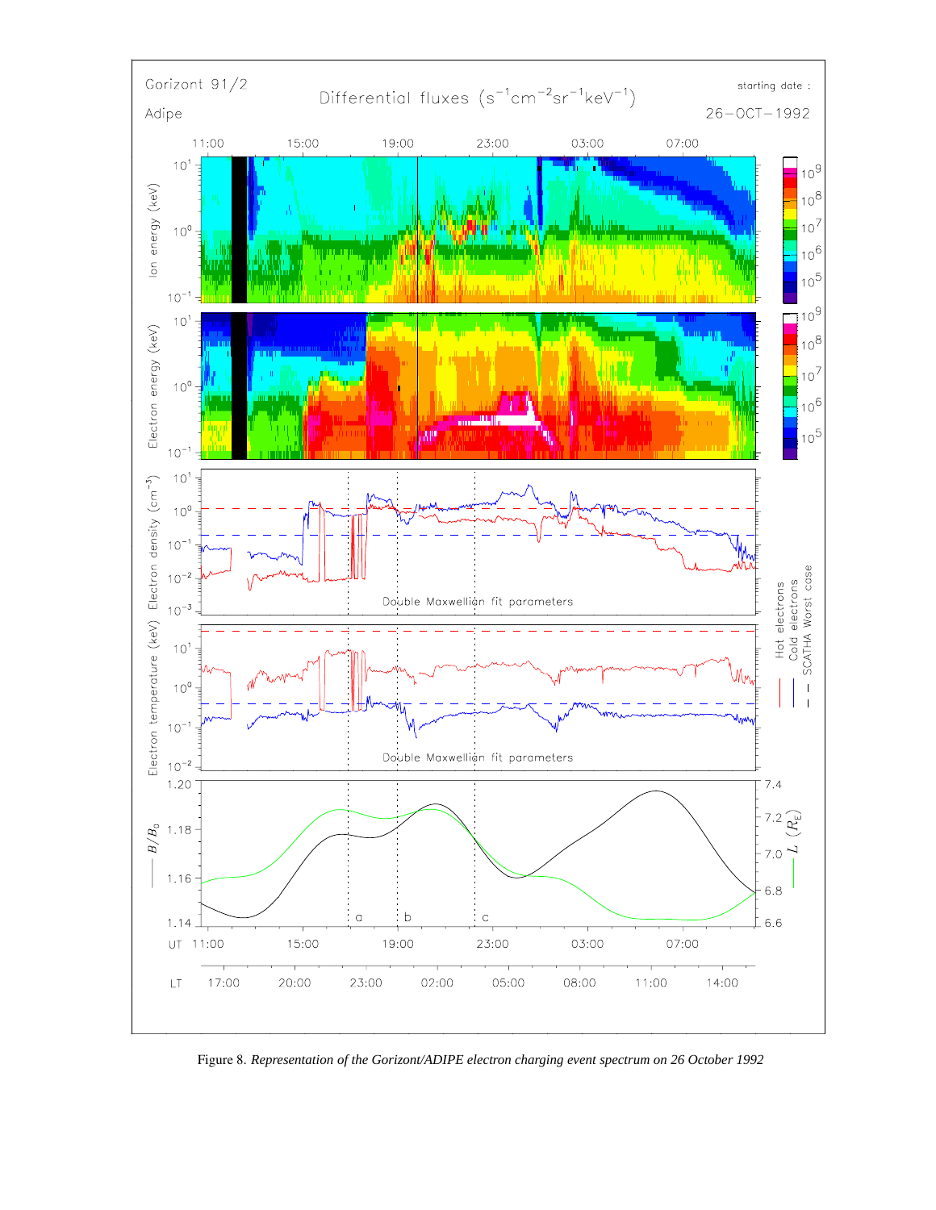Figure 8. *Representation of the Gorizont/ADIPE electron charging event spectrum on 26 October 1992*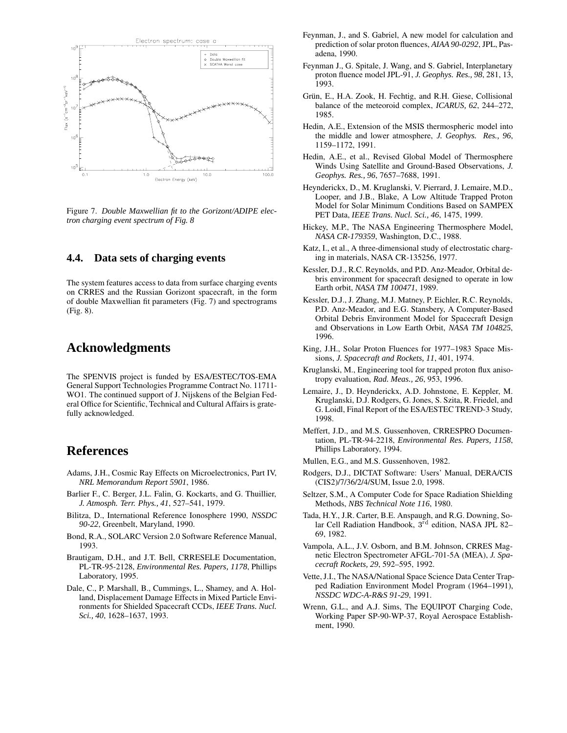Electron spectrum: case a

+ Data
◇ Double Maxwellian fit
× SCATHA Worst case

Flux (s⁻¹cm⁻²sr⁻¹keV⁻¹)

10⁹
10⁸
10⁷
10⁶
10⁵

0.1
1.0
10.0
100.0

Electron Energy (keV)

Figure 7. *Double Maxwellian fit to the Gorizont/ADIPE electron charging event spectrum of Fig. 8*

### 4.4. Data sets of charging events

The system features access to data from surface charging events on CRRES and the Russian Gorizont spacecraft, in the form of double Maxwellian fit parameters (Fig. 7) and spectrograms (Fig. 8).

## Acknowledgments

The SPENVIS project is funded by ESA/ESTEC/TOS-EMA General Support Technologies Programme Contract No. 11711-WO1. The continued support of J. Nijskens of the Belgian Federal Office for Scientific, Technical and Cultural Affairs is gratefully acknowledged.

## References

Adams, J.H., Cosmic Ray Effects on Microelectronics, Part IV, *NRL Memorandum Report 5901*, 1986.

Barlier F., C. Berger, J.L. Falin, G. Kockarts, and G. Thuillier, *J. Atmosph. Terr. Phys., 41*, 527–541, 1979.

Bilitza, D., International Reference Ionosphere 1990, *NSSDC 90-22*, Greenbelt, Maryland, 1990.

Bond, R.A., SOLARC Version 2.0 Software Reference Manual, 1993.

Brautigam, D.H., and J.T. Bell, CRRESELE Documentation, PL-TR-95-2128, *Environmental Res. Papers, 1178*, Phillips Laboratory, 1995.

Dale, C., P. Marshall, B., Cummings, L., Shamey, and A. Holland, Displacement Damage Effects in Mixed Particle Environments for Shielded Spacecraft CCDs, *IEEE Trans. Nucl. Sci., 40*, 1628–1637, 1993.

Feynman, J., and S. Gabriel, A new model for calculation and prediction of solar proton fluences, *AIAA 90-0292*, JPL, Pasadena, 1990.

Feynman J., G. Spitale, J. Wang, and S. Gabriel, Interplanetary proton fluence model JPL-91, *J. Geophys. Res., 98*, 281, 13, 1993.

Grün, E., H.A. Zook, H. Fechtig, and R.H. Giese, Collisional balance of the meteoroid complex, *ICARUS, 62*, 244–272, 1985.

Hedin, A.E., Extension of the MSIS thermospheric model into the middle and lower atmosphere, *J. Geophys. Res., 96*, 1159–1172, 1991.

Hedin, A.E., et al., Revised Global Model of Thermosphere Winds Using Satellite and Ground-Based Observations, *J. Geophys. Res., 96*, 7657–7688, 1991.

Heynderickx, D., M. Kruglanski, V. Pierrard, J. Lemaire, M.D., Looper, and J.B., Blake, A Low Altitude Trapped Proton Model for Solar Minimum Conditions Based on SAMPEX PET Data, *IEEE Trans. Nucl. Sci., 46*, 1475, 1999.

Hickey, M.P., The NASA Engineering Thermosphere Model, *NASA CR-179359*, Washington, D.C., 1988.

Katz, I., et al., A three-dimensional study of electrostatic charging in materials, NASA CR-135256, 1977.

Kessler, D.J., R.C. Reynolds, and P.D. Anz-Meador, Orbital debris environment for spacecraft designed to operate in low Earth orbit, *NASA TM 100471*, 1989.

Kessler, D.J., J. Zhang, M.J. Matney, P. Eichler, R.C. Reynolds, P.D. Anz-Meador, and E.G. Stansbery, A Computer-Based Orbital Debris Environment Model for Spacecraft Design and Observations in Low Earth Orbit, *NASA TM 104825*, 1996.

King, J.H., Solar Proton Fluences for 1977–1983 Space Missions, *J. Spacecraft and Rockets, 11*, 401, 1974.

Kruglanski, M., Engineering tool for trapped proton flux anisotropy evaluation, *Rad. Meas., 26*, 953, 1996.

Lemaire, J., D. Heynderickx, A.D. Johnstone, E. Keppler, M. Kruglanski, D.J. Rodgers, G. Jones, S. Szita, R. Friedel, and G. Loidl, Final Report of the ESA/ESTEC TREND-3 Study, 1998.

Meffert, J.D., and M.S. Gussenhoven, CRRESPRO Documentation, PL-TR-94-2218, *Environmental Res. Papers, 1158*, Phillips Laboratory, 1994.

Mullen, E.G., and M.S. Gussenhoven, 1982.

Rodgers, D.J., DICTAT Software: Users' Manual, DERA/CIS (CIS2)/7/36/2/4/SUM, Issue 2.0, 1998.

Seltzer, S.M., A Computer Code for Space Radiation Shielding Methods, *NBS Technical Note 116*, 1980.

Tada, H.Y., J.R. Carter, B.E. Anspaugh, and R.G. Downing, Solar Cell Radiation Handbook, 3rd edition, NASA JPL 82–69, 1982.

Vampola, A.L., J.V. Osborn, and B.M. Johnson, CRRES Magnetic Electron Spectrometer AFGL-701-5A (MEA), *J. Spacecraft Rockets, 29*, 592–595, 1992.

Vette, J.I., The NASA/National Space Science Data Center Trapped Radiation Environment Model Program (1964–1991), *NSSDC WDC-A-R&S 91-29*, 1991.

Wrenn, G.L., and A.J. Sims, The EQUIPOT Charging Code, Working Paper SP-90-WP-37, Royal Aerospace Establishment, 1990.